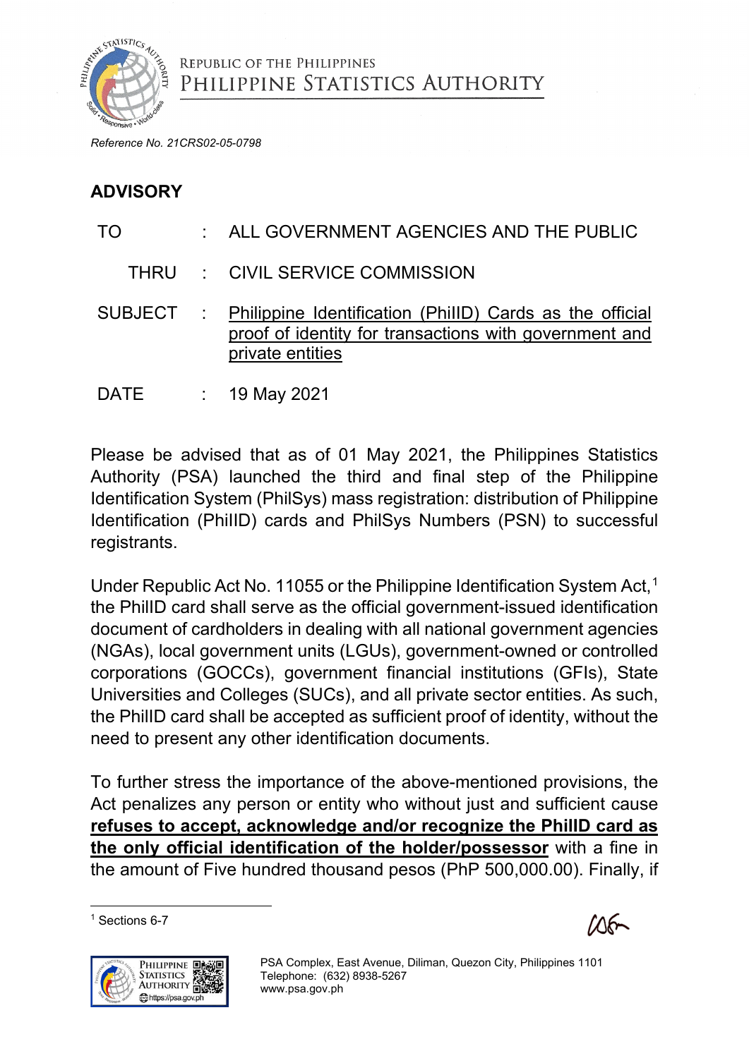REPUBLIC OF THE PHILIPPINES
PHILIPPINE STATISTICS AUTHORITY

*Reference No. 21CRS02-05-0798*

## ADVISORY

| | | |
|---|---|---|
| TO | : | ALL GOVERNMENT AGENCIES AND THE PUBLIC |
| THRU | : | CIVIL SERVICE COMMISSION |
| SUBJECT | : | Philippine Identification (PhilID) Cards as the official proof of identity for transactions with government and private entities |
| DATE | : | 19 May 2021 |

Please be advised that as of 01 May 2021, the Philippines Statistics Authority (PSA) launched the third and final step of the Philippine Identification System (PhilSys) mass registration: distribution of Philippine Identification (PhilID) cards and PhilSys Numbers (PSN) to successful registrants.

Under Republic Act No. 11055 or the Philippine Identification System Act,[1] the PhilID card shall serve as the official government-issued identification document of cardholders in dealing with all national government agencies (NGAs), local government units (LGUs), government-owned or controlled corporations (GOCCs), government financial institutions (GFIs), State Universities and Colleges (SUCs), and all private sector entities. As such, the PhilID card shall be accepted as sufficient proof of identity, without the need to present any other identification documents.

To further stress the importance of the above-mentioned provisions, the Act penalizes any person or entity who without just and sufficient cause **refuses to accept, acknowledge and/or recognize the PhilID card as the only official identification of the holder/possessor** with a fine in the amount of Five hundred thousand pesos (PhP 500,000.00). Finally, if

[1] Sections 6-7

PSA Complex, East Avenue, Diliman, Quezon City, Philippines 1101
Telephone: (632) 8938-5267
www.psa.gov.ph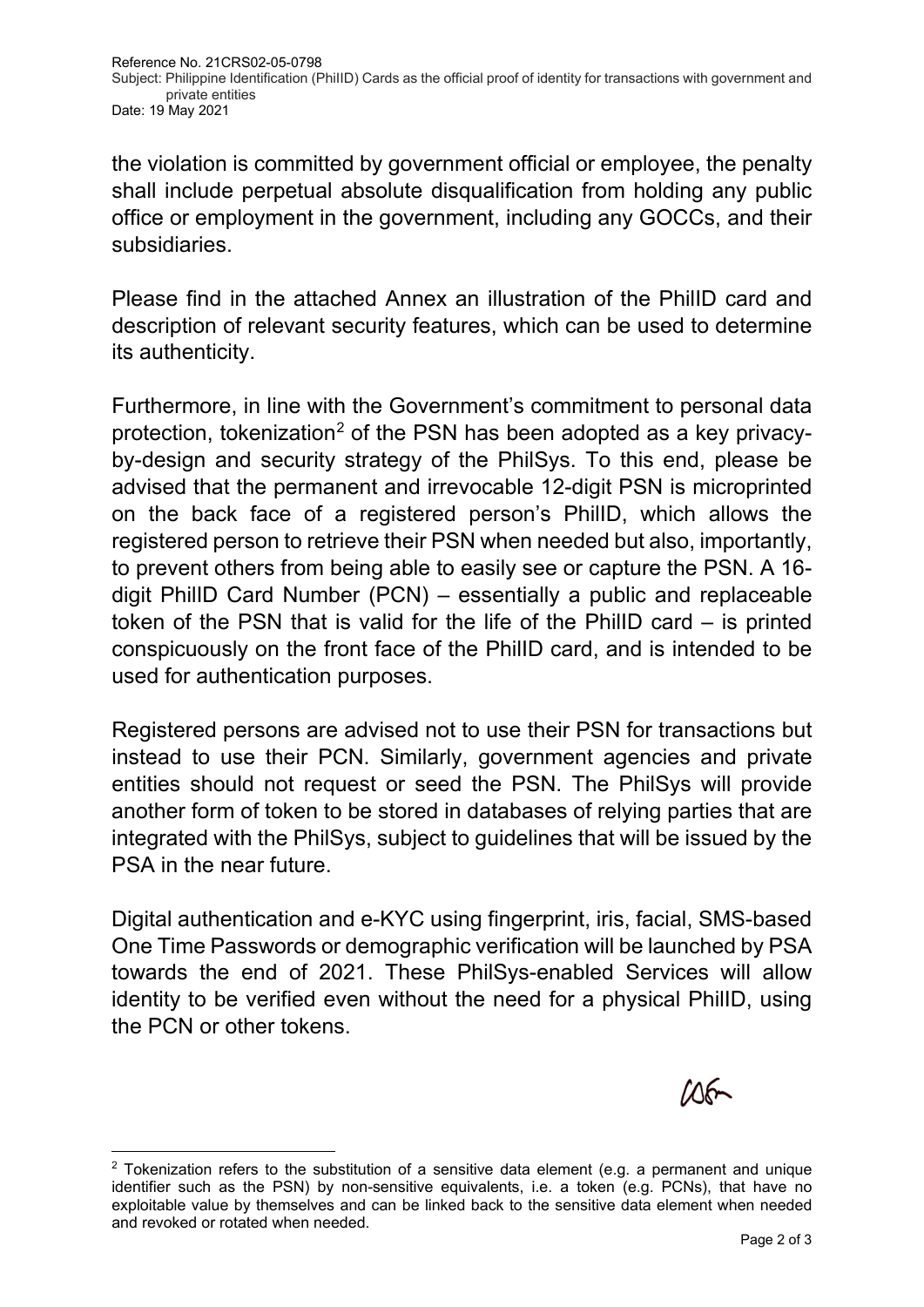the violation is committed by government official or employee, the penalty shall include perpetual absolute disqualification from holding any public office or employment in the government, including any GOCCs, and their subsidiaries.

Please find in the attached Annex an illustration of the PhilID card and description of relevant security features, which can be used to determine its authenticity.

Furthermore, in line with the Government's commitment to personal data protection, tokenization[2] of the PSN has been adopted as a key privacy-by-design and security strategy of the PhilSys. To this end, please be advised that the permanent and irrevocable 12-digit PSN is microprinted on the back face of a registered person's PhilID, which allows the registered person to retrieve their PSN when needed but also, importantly, to prevent others from being able to easily see or capture the PSN. A 16-digit PhilID Card Number (PCN) – essentially a public and replaceable token of the PSN that is valid for the life of the PhilID card – is printed conspicuously on the front face of the PhilID card, and is intended to be used for authentication purposes.

Registered persons are advised not to use their PSN for transactions but instead to use their PCN. Similarly, government agencies and private entities should not request or seed the PSN. The PhilSys will provide another form of token to be stored in databases of relying parties that are integrated with the PhilSys, subject to guidelines that will be issued by the PSA in the near future.

Digital authentication and e-KYC using fingerprint, iris, facial, SMS-based One Time Passwords or demographic verification will be launched by PSA towards the end of 2021. These PhilSys-enabled Services will allow identity to be verified even without the need for a physical PhilID, using the PCN or other tokens.

---

[2] Tokenization refers to the substitution of a sensitive data element (e.g. a permanent and unique identifier such as the PSN) by non-sensitive equivalents, i.e. a token (e.g. PCNs), that have no exploitable value by themselves and can be linked back to the sensitive data element when needed and revoked or rotated when needed.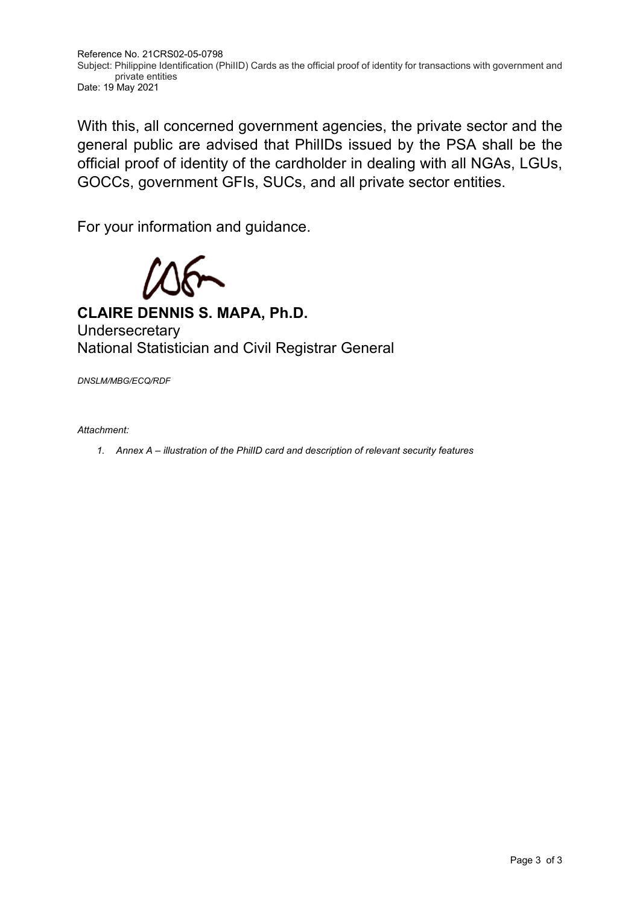With this, all concerned government agencies, the private sector and the general public are advised that PhilIDs issued by the PSA shall be the official proof of identity of the cardholder in dealing with all NGAs, LGUs, GOCCs, government GFIs, SUCs, and all private sector entities.

For your information and guidance.

**CLAIRE DENNIS S. MAPA, Ph.D.**
Undersecretary
National Statistician and Civil Registrar General

*DNSLM/MBG/ECQ/RDF*

*Attachment:*

1. *Annex A – illustration of the PhilID card and description of relevant security features*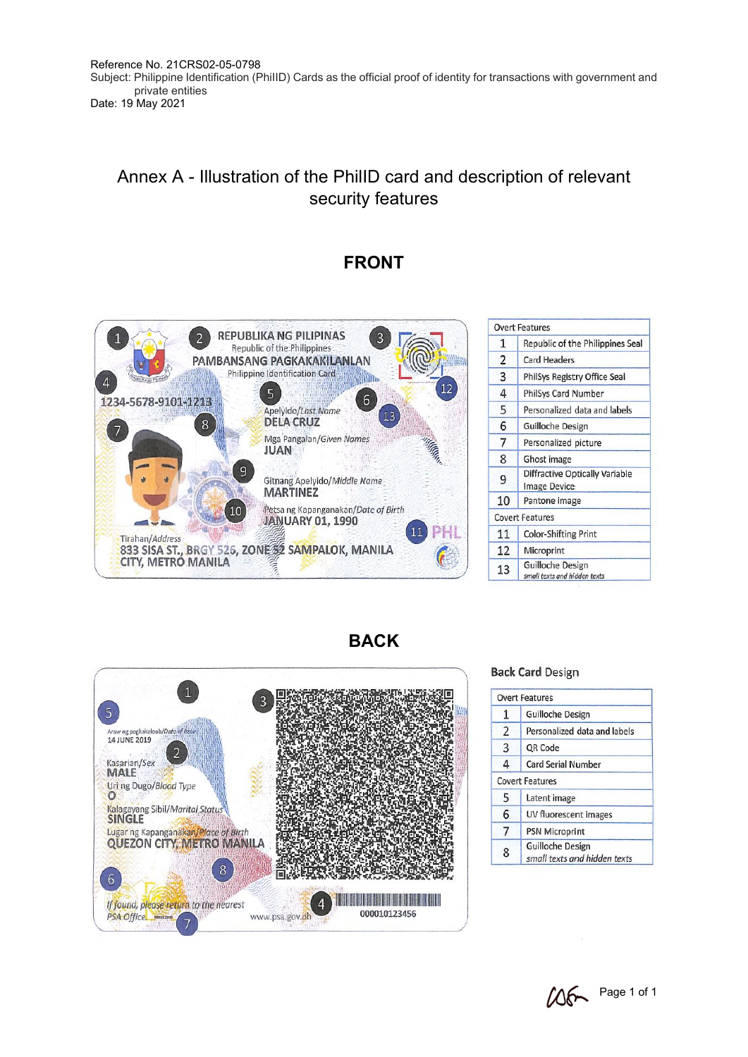Reference No. 21CRS02-05-0798
Subject: Philippine Identification (PhilID) Cards as the official proof of identity for transactions with government and private entities
Date: 19 May 2021

# Annex A - Illustration of the PhilID card and description of relevant security features

## FRONT

| Overt Features | |
|---|---|
| 1 | Republic of the Philippines Seal |
| 2 | Card Headers |
| 3 | PhilSys Registry Office Seal |
| 4 | PhilSys Card Number |
| 5 | Personalized data and labels |
| 6 | Guilloche Design |
| 7 | Personalized picture |
| 8 | Ghost image |
| 9 | Diffractive Optically Variable Image Device |
| 10 | Pantone image |
| **Covert Features** | |
| 11 | Color-Shifting Print |
| 12 | Microprint |
| 13 | Guilloche Design *small texts and hidden texts* |

## BACK

Back Card Design

| Overt Features | |
|---|---|
| 1 | Guilloche Design |
| 2 | Personalized data and labels |
| 3 | QR Code |
| 4 | Card Serial Number |
| **Covert Features** | |
| 5 | Latent image |
| 6 | UV fluorescent images |
| 7 | PSN Microprint |
| 8 | Guilloche Design *small texts and hidden texts* |